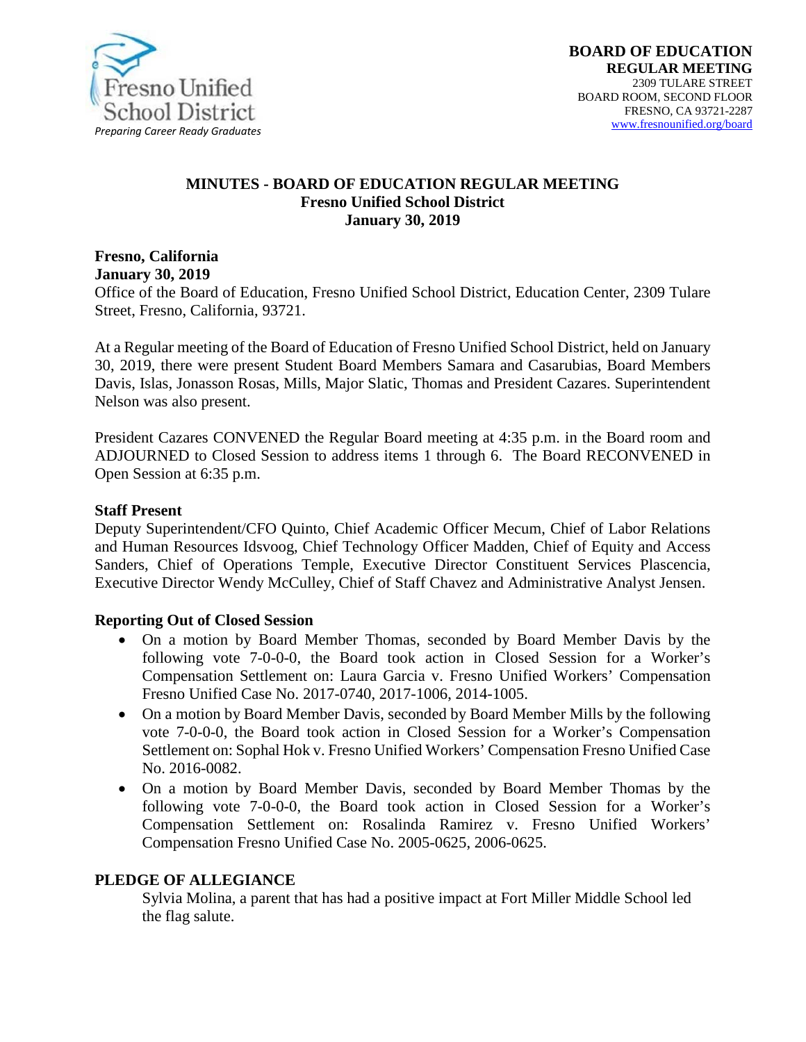Fresno Unified School District
*Preparing Career Ready Graduates*

**BOARD OF EDUCATION**
**REGULAR MEETING**
2309 TULARE STREET
BOARD ROOM, SECOND FLOOR
FRESNO, CA 93721-2287
www.fresnounified.org/board

# MINUTES - BOARD OF EDUCATION REGULAR MEETING
## Fresno Unified School District
## January 30, 2019

**Fresno, California**
**January 30, 2019**
Office of the Board of Education, Fresno Unified School District, Education Center, 2309 Tulare Street, Fresno, California, 93721.

At a Regular meeting of the Board of Education of Fresno Unified School District, held on January 30, 2019, there were present Student Board Members Samara and Casarubias, Board Members Davis, Islas, Jonasson Rosas, Mills, Major Slatic, Thomas and President Cazares. Superintendent Nelson was also present.

President Cazares CONVENED the Regular Board meeting at 4:35 p.m. in the Board room and ADJOURNED to Closed Session to address items 1 through 6. The Board RECONVENED in Open Session at 6:35 p.m.

**Staff Present**
Deputy Superintendent/CFO Quinto, Chief Academic Officer Mecum, Chief of Labor Relations and Human Resources Idsvoog, Chief Technology Officer Madden, Chief of Equity and Access Sanders, Chief of Operations Temple, Executive Director Constituent Services Plascencia, Executive Director Wendy McCulley, Chief of Staff Chavez and Administrative Analyst Jensen.

**Reporting Out of Closed Session**

- On a motion by Board Member Thomas, seconded by Board Member Davis by the following vote 7-0-0-0, the Board took action in Closed Session for a Worker's Compensation Settlement on: Laura Garcia v. Fresno Unified Workers' Compensation Fresno Unified Case No. 2017-0740, 2017-1006, 2014-1005.
- On a motion by Board Member Davis, seconded by Board Member Mills by the following vote 7-0-0-0, the Board took action in Closed Session for a Worker's Compensation Settlement on: Sophal Hok v. Fresno Unified Workers' Compensation Fresno Unified Case No. 2016-0082.
- On a motion by Board Member Davis, seconded by Board Member Thomas by the following vote 7-0-0-0, the Board took action in Closed Session for a Worker's Compensation Settlement on: Rosalinda Ramirez v. Fresno Unified Workers' Compensation Fresno Unified Case No. 2005-0625, 2006-0625.

**PLEDGE OF ALLEGIANCE**
Sylvia Molina, a parent that has had a positive impact at Fort Miller Middle School led the flag salute.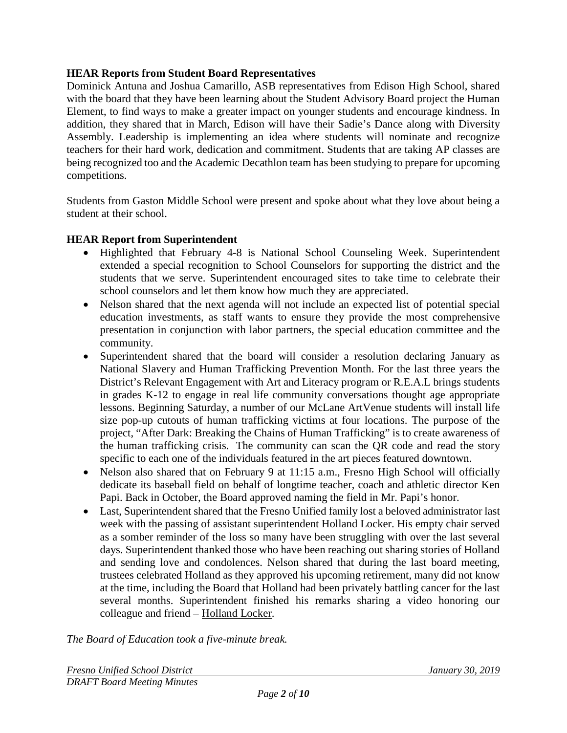**HEAR Reports from Student Board Representatives**

Dominick Antuna and Joshua Camarillo, ASB representatives from Edison High School, shared with the board that they have been learning about the Student Advisory Board project the Human Element, to find ways to make a greater impact on younger students and encourage kindness. In addition, they shared that in March, Edison will have their Sadie's Dance along with Diversity Assembly. Leadership is implementing an idea where students will nominate and recognize teachers for their hard work, dedication and commitment. Students that are taking AP classes are being recognized too and the Academic Decathlon team has been studying to prepare for upcoming competitions.

Students from Gaston Middle School were present and spoke about what they love about being a student at their school.

**HEAR Report from Superintendent**

- Highlighted that February 4-8 is National School Counseling Week. Superintendent extended a special recognition to School Counselors for supporting the district and the students that we serve. Superintendent encouraged sites to take time to celebrate their school counselors and let them know how much they are appreciated.
- Nelson shared that the next agenda will not include an expected list of potential special education investments, as staff wants to ensure they provide the most comprehensive presentation in conjunction with labor partners, the special education committee and the community.
- Superintendent shared that the board will consider a resolution declaring January as National Slavery and Human Trafficking Prevention Month. For the last three years the District's Relevant Engagement with Art and Literacy program or R.E.A.L brings students in grades K-12 to engage in real life community conversations thought age appropriate lessons. Beginning Saturday, a number of our McLane ArtVenue students will install life size pop-up cutouts of human trafficking victims at four locations. The purpose of the project, "After Dark: Breaking the Chains of Human Trafficking" is to create awareness of the human trafficking crisis. The community can scan the QR code and read the story specific to each one of the individuals featured in the art pieces featured downtown.
- Nelson also shared that on February 9 at 11:15 a.m., Fresno High School will officially dedicate its baseball field on behalf of longtime teacher, coach and athletic director Ken Papi. Back in October, the Board approved naming the field in Mr. Papi's honor.
- Last, Superintendent shared that the Fresno Unified family lost a beloved administrator last week with the passing of assistant superintendent Holland Locker. His empty chair served as a somber reminder of the loss so many have been struggling with over the last several days. Superintendent thanked those who have been reaching out sharing stories of Holland and sending love and condolences. Nelson shared that during the last board meeting, trustees celebrated Holland as they approved his upcoming retirement, many did not know at the time, including the Board that Holland had been privately battling cancer for the last several months. Superintendent finished his remarks sharing a video honoring our colleague and friend – Holland Locker.

*The Board of Education took a five-minute break.*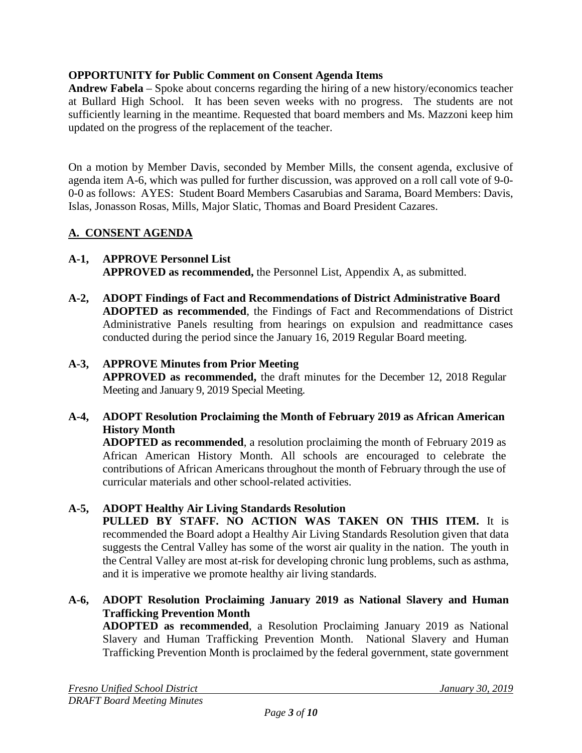**OPPORTUNITY for Public Comment on Consent Agenda Items**

**Andrew Fabela** – Spoke about concerns regarding the hiring of a new history/economics teacher at Bullard High School. It has been seven weeks with no progress. The students are not sufficiently learning in the meantime. Requested that board members and Ms. Mazzoni keep him updated on the progress of the replacement of the teacher.

On a motion by Member Davis, seconded by Member Mills, the consent agenda, exclusive of agenda item A-6, which was pulled for further discussion, was approved on a roll call vote of 9-0-0-0 as follows: AYES: Student Board Members Casarubias and Sarama, Board Members: Davis, Islas, Jonasson Rosas, Mills, Major Slatic, Thomas and Board President Cazares.

## A. CONSENT AGENDA

**A-1, APPROVE Personnel List**
**APPROVED as recommended,** the Personnel List, Appendix A, as submitted.

**A-2, ADOPT Findings of Fact and Recommendations of District Administrative Board**
**ADOPTED as recommended**, the Findings of Fact and Recommendations of District Administrative Panels resulting from hearings on expulsion and readmittance cases conducted during the period since the January 16, 2019 Regular Board meeting.

**A-3, APPROVE Minutes from Prior Meeting**
**APPROVED as recommended,** the draft minutes for the December 12, 2018 Regular Meeting and January 9, 2019 Special Meeting.

**A-4, ADOPT Resolution Proclaiming the Month of February 2019 as African American History Month**
**ADOPTED as recommended**, a resolution proclaiming the month of February 2019 as African American History Month. All schools are encouraged to celebrate the contributions of African Americans throughout the month of February through the use of curricular materials and other school-related activities.

**A-5, ADOPT Healthy Air Living Standards Resolution**
**PULLED BY STAFF. NO ACTION WAS TAKEN ON THIS ITEM.** It is recommended the Board adopt a Healthy Air Living Standards Resolution given that data suggests the Central Valley has some of the worst air quality in the nation. The youth in the Central Valley are most at-risk for developing chronic lung problems, such as asthma, and it is imperative we promote healthy air living standards.

**A-6, ADOPT Resolution Proclaiming January 2019 as National Slavery and Human Trafficking Prevention Month**
**ADOPTED as recommended**, a Resolution Proclaiming January 2019 as National Slavery and Human Trafficking Prevention Month. National Slavery and Human Trafficking Prevention Month is proclaimed by the federal government, state government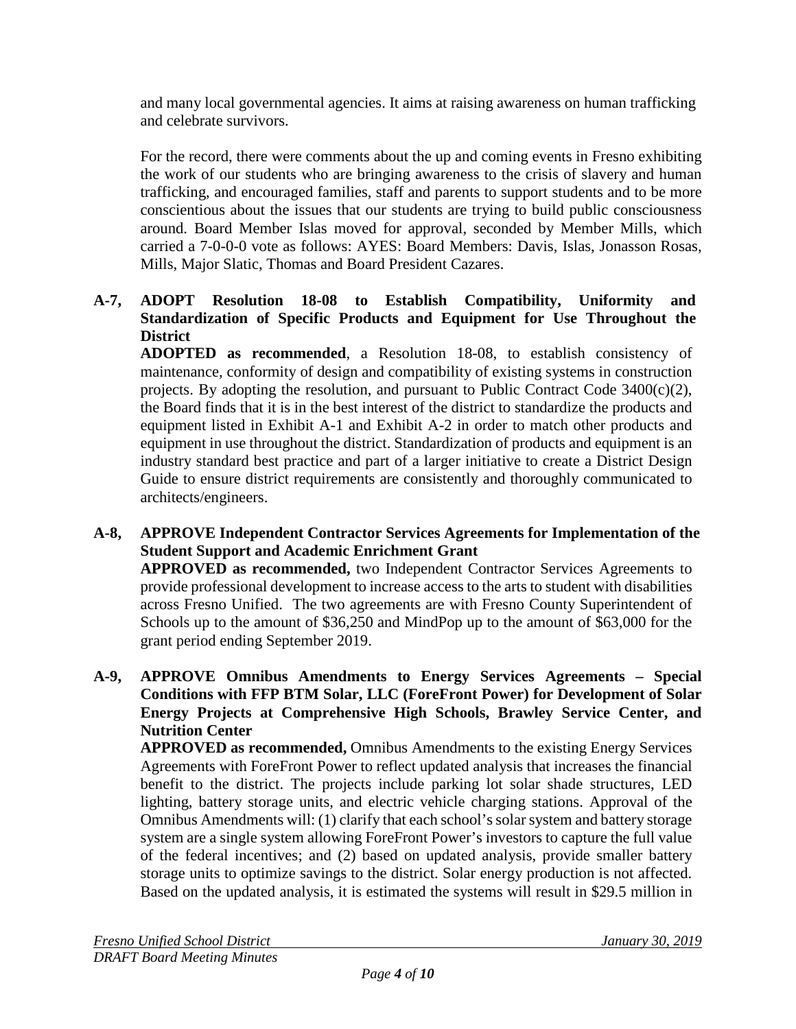and many local governmental agencies. It aims at raising awareness on human trafficking and celebrate survivors.

For the record, there were comments about the up and coming events in Fresno exhibiting the work of our students who are bringing awareness to the crisis of slavery and human trafficking, and encouraged families, staff and parents to support students and to be more conscientious about the issues that our students are trying to build public consciousness around. Board Member Islas moved for approval, seconded by Member Mills, which carried a 7-0-0-0 vote as follows: AYES: Board Members: Davis, Islas, Jonasson Rosas, Mills, Major Slatic, Thomas and Board President Cazares.

**A-7, ADOPT Resolution 18-08 to Establish Compatibility, Uniformity and Standardization of Specific Products and Equipment for Use Throughout the District**

**ADOPTED as recommended**, a Resolution 18-08, to establish consistency of maintenance, conformity of design and compatibility of existing systems in construction projects. By adopting the resolution, and pursuant to Public Contract Code 3400(c)(2), the Board finds that it is in the best interest of the district to standardize the products and equipment listed in Exhibit A-1 and Exhibit A-2 in order to match other products and equipment in use throughout the district. Standardization of products and equipment is an industry standard best practice and part of a larger initiative to create a District Design Guide to ensure district requirements are consistently and thoroughly communicated to architects/engineers.

**A-8, APPROVE Independent Contractor Services Agreements for Implementation of the Student Support and Academic Enrichment Grant**

**APPROVED as recommended,** two Independent Contractor Services Agreements to provide professional development to increase access to the arts to student with disabilities across Fresno Unified. The two agreements are with Fresno County Superintendent of Schools up to the amount of $36,250 and MindPop up to the amount of $63,000 for the grant period ending September 2019.

**A-9, APPROVE Omnibus Amendments to Energy Services Agreements – Special Conditions with FFP BTM Solar, LLC (ForeFront Power) for Development of Solar Energy Projects at Comprehensive High Schools, Brawley Service Center, and Nutrition Center**

**APPROVED as recommended,** Omnibus Amendments to the existing Energy Services Agreements with ForeFront Power to reflect updated analysis that increases the financial benefit to the district. The projects include parking lot solar shade structures, LED lighting, battery storage units, and electric vehicle charging stations. Approval of the Omnibus Amendments will: (1) clarify that each school's solar system and battery storage system are a single system allowing ForeFront Power's investors to capture the full value of the federal incentives; and (2) based on updated analysis, provide smaller battery storage units to optimize savings to the district. Solar energy production is not affected. Based on the updated analysis, it is estimated the systems will result in $29.5 million in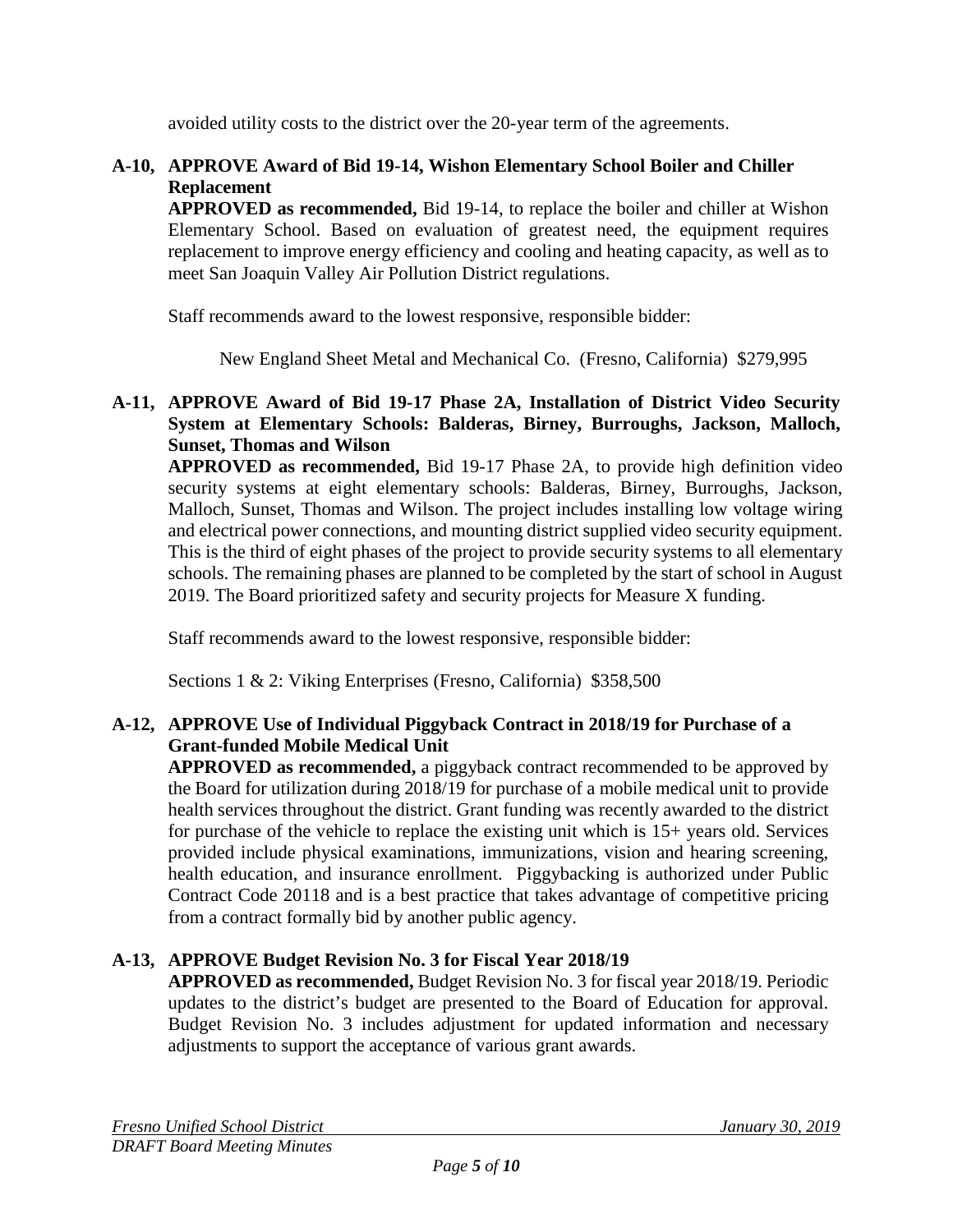avoided utility costs to the district over the 20-year term of the agreements.

**A-10, APPROVE Award of Bid 19-14, Wishon Elementary School Boiler and Chiller Replacement**

**APPROVED as recommended,** Bid 19-14, to replace the boiler and chiller at Wishon Elementary School. Based on evaluation of greatest need, the equipment requires replacement to improve energy efficiency and cooling and heating capacity, as well as to meet San Joaquin Valley Air Pollution District regulations.

Staff recommends award to the lowest responsive, responsible bidder:

New England Sheet Metal and Mechanical Co. (Fresno, California) $279,995

**A-11, APPROVE Award of Bid 19-17 Phase 2A, Installation of District Video Security System at Elementary Schools: Balderas, Birney, Burroughs, Jackson, Malloch, Sunset, Thomas and Wilson**

**APPROVED as recommended,** Bid 19-17 Phase 2A, to provide high definition video security systems at eight elementary schools: Balderas, Birney, Burroughs, Jackson, Malloch, Sunset, Thomas and Wilson. The project includes installing low voltage wiring and electrical power connections, and mounting district supplied video security equipment. This is the third of eight phases of the project to provide security systems to all elementary schools. The remaining phases are planned to be completed by the start of school in August 2019. The Board prioritized safety and security projects for Measure X funding.

Staff recommends award to the lowest responsive, responsible bidder:

Sections 1 & 2: Viking Enterprises (Fresno, California) $358,500

**A-12, APPROVE Use of Individual Piggyback Contract in 2018/19 for Purchase of a Grant-funded Mobile Medical Unit**

**APPROVED as recommended,** a piggyback contract recommended to be approved by the Board for utilization during 2018/19 for purchase of a mobile medical unit to provide health services throughout the district. Grant funding was recently awarded to the district for purchase of the vehicle to replace the existing unit which is 15+ years old. Services provided include physical examinations, immunizations, vision and hearing screening, health education, and insurance enrollment. Piggybacking is authorized under Public Contract Code 20118 and is a best practice that takes advantage of competitive pricing from a contract formally bid by another public agency.

**A-13, APPROVE Budget Revision No. 3 for Fiscal Year 2018/19**

**APPROVED as recommended,** Budget Revision No. 3 for fiscal year 2018/19. Periodic updates to the district's budget are presented to the Board of Education for approval. Budget Revision No. 3 includes adjustment for updated information and necessary adjustments to support the acceptance of various grant awards.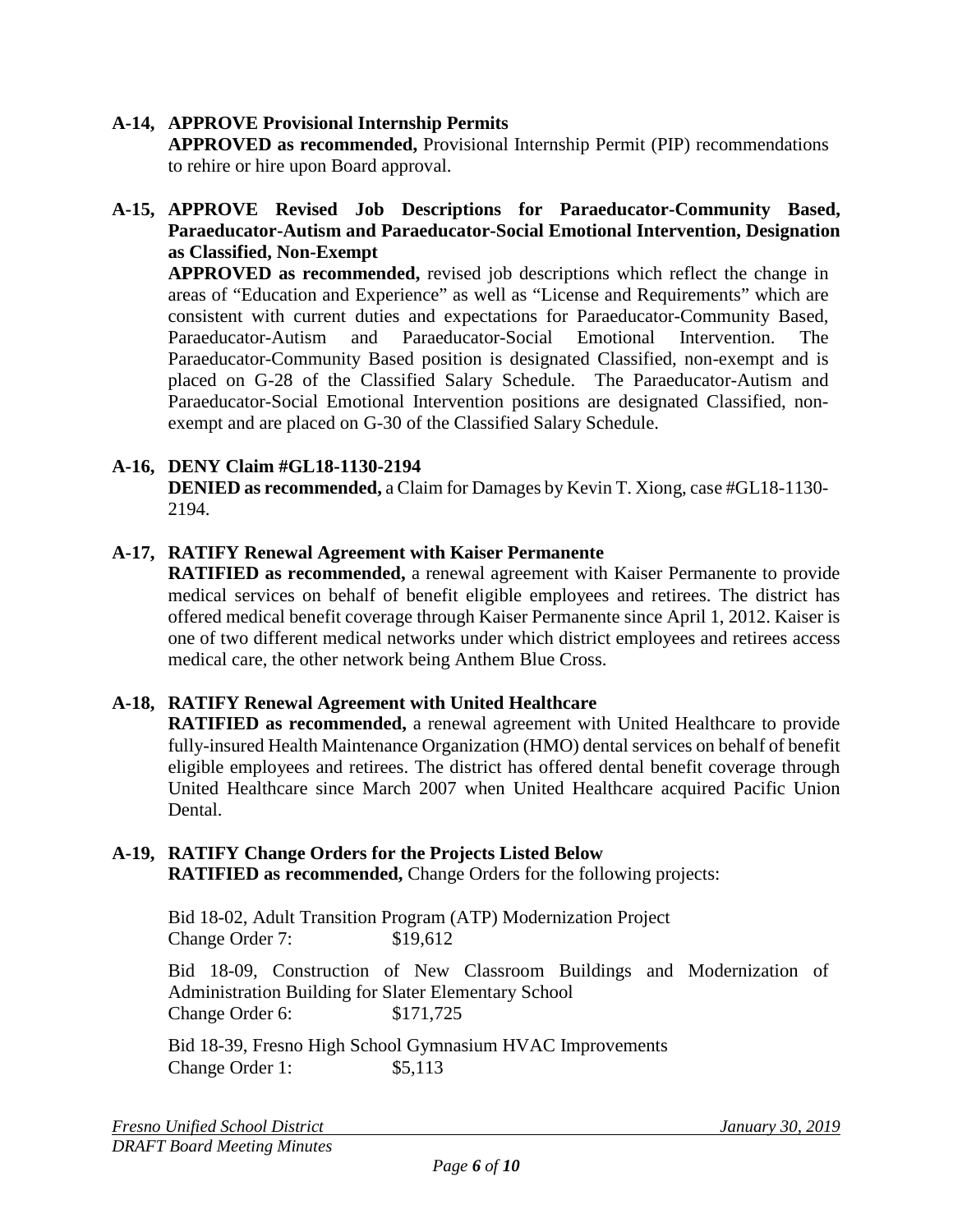**A-14, APPROVE Provisional Internship Permits**

**APPROVED as recommended,** Provisional Internship Permit (PIP) recommendations to rehire or hire upon Board approval.

**A-15, APPROVE Revised Job Descriptions for Paraeducator-Community Based, Paraeducator-Autism and Paraeducator-Social Emotional Intervention, Designation as Classified, Non-Exempt**

**APPROVED as recommended,** revised job descriptions which reflect the change in areas of "Education and Experience" as well as "License and Requirements" which are consistent with current duties and expectations for Paraeducator-Community Based, Paraeducator-Autism and Paraeducator-Social Emotional Intervention. The Paraeducator-Community Based position is designated Classified, non-exempt and is placed on G-28 of the Classified Salary Schedule. The Paraeducator-Autism and Paraeducator-Social Emotional Intervention positions are designated Classified, non-exempt and are placed on G-30 of the Classified Salary Schedule.

**A-16, DENY Claim #GL18-1130-2194**

**DENIED as recommended,** a Claim for Damages by Kevin T. Xiong, case #GL18-1130-2194.

**A-17, RATIFY Renewal Agreement with Kaiser Permanente**

**RATIFIED as recommended,** a renewal agreement with Kaiser Permanente to provide medical services on behalf of benefit eligible employees and retirees. The district has offered medical benefit coverage through Kaiser Permanente since April 1, 2012. Kaiser is one of two different medical networks under which district employees and retirees access medical care, the other network being Anthem Blue Cross.

**A-18, RATIFY Renewal Agreement with United Healthcare**

**RATIFIED as recommended,** a renewal agreement with United Healthcare to provide fully-insured Health Maintenance Organization (HMO) dental services on behalf of benefit eligible employees and retirees. The district has offered dental benefit coverage through United Healthcare since March 2007 when United Healthcare acquired Pacific Union Dental.

**A-19, RATIFY Change Orders for the Projects Listed Below**

**RATIFIED as recommended,** Change Orders for the following projects:

Bid 18-02, Adult Transition Program (ATP) Modernization Project
Change Order 7: $19,612

Bid 18-09, Construction of New Classroom Buildings and Modernization of Administration Building for Slater Elementary School
Change Order 6: $171,725

Bid 18-39, Fresno High School Gymnasium HVAC Improvements
Change Order 1: $5,113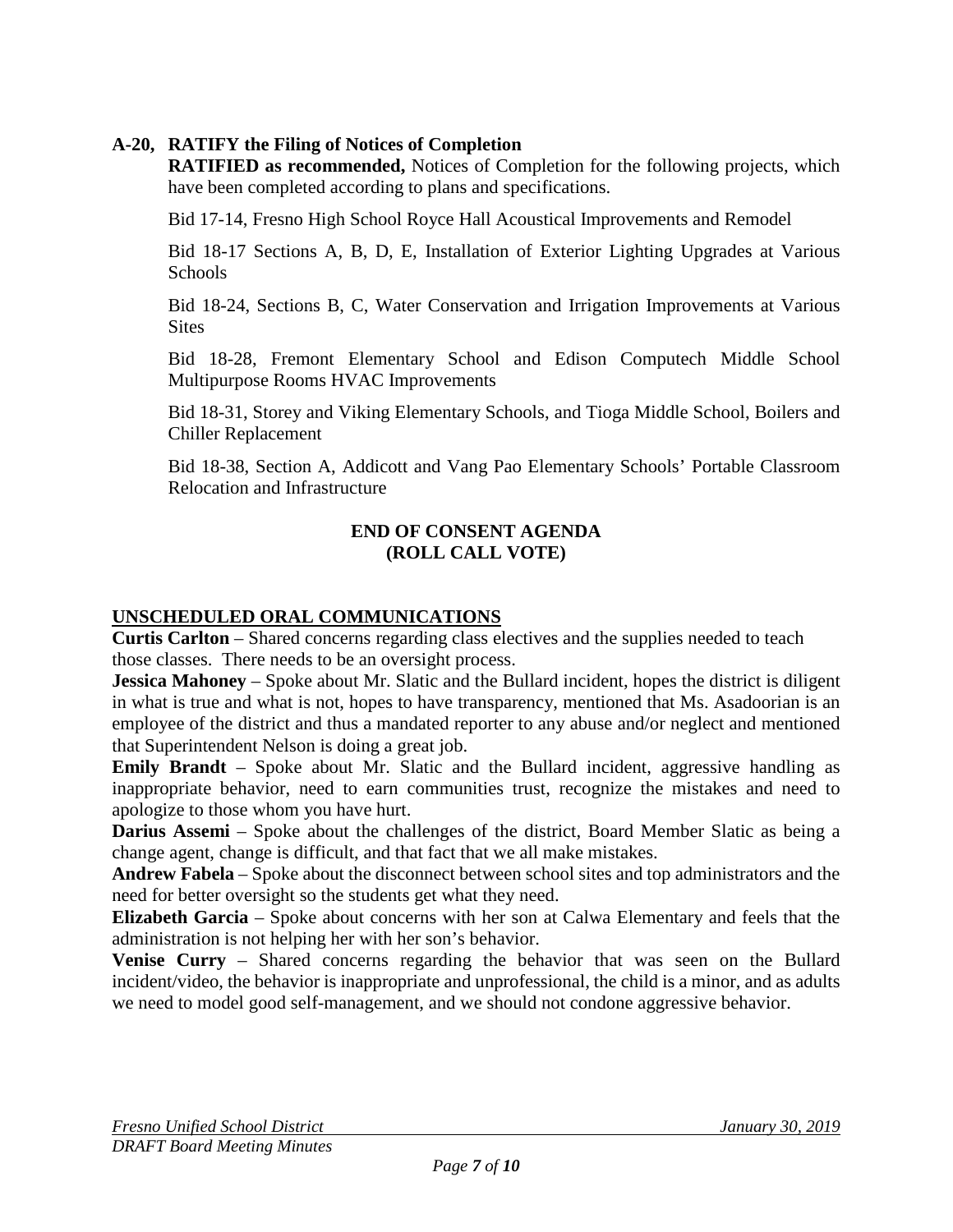**A-20, RATIFY the Filing of Notices of Completion**

**RATIFIED as recommended,** Notices of Completion for the following projects, which have been completed according to plans and specifications.

Bid 17-14, Fresno High School Royce Hall Acoustical Improvements and Remodel

Bid 18-17 Sections A, B, D, E, Installation of Exterior Lighting Upgrades at Various Schools

Bid 18-24, Sections B, C, Water Conservation and Irrigation Improvements at Various Sites

Bid 18-28, Fremont Elementary School and Edison Computech Middle School Multipurpose Rooms HVAC Improvements

Bid 18-31, Storey and Viking Elementary Schools, and Tioga Middle School, Boilers and Chiller Replacement

Bid 18-38, Section A, Addicott and Vang Pao Elementary Schools' Portable Classroom Relocation and Infrastructure

**END OF CONSENT AGENDA**
**(ROLL CALL VOTE)**

## UNSCHEDULED ORAL COMMUNICATIONS

**Curtis Carlton** – Shared concerns regarding class electives and the supplies needed to teach those classes. There needs to be an oversight process.

**Jessica Mahoney** – Spoke about Mr. Slatic and the Bullard incident, hopes the district is diligent in what is true and what is not, hopes to have transparency, mentioned that Ms. Asadoorian is an employee of the district and thus a mandated reporter to any abuse and/or neglect and mentioned that Superintendent Nelson is doing a great job.

**Emily Brandt** – Spoke about Mr. Slatic and the Bullard incident, aggressive handling as inappropriate behavior, need to earn communities trust, recognize the mistakes and need to apologize to those whom you have hurt.

**Darius Assemi** – Spoke about the challenges of the district, Board Member Slatic as being a change agent, change is difficult, and that fact that we all make mistakes.

**Andrew Fabela** – Spoke about the disconnect between school sites and top administrators and the need for better oversight so the students get what they need.

**Elizabeth Garcia** – Spoke about concerns with her son at Calwa Elementary and feels that the administration is not helping her with her son's behavior.

**Venise Curry** – Shared concerns regarding the behavior that was seen on the Bullard incident/video, the behavior is inappropriate and unprofessional, the child is a minor, and as adults we need to model good self-management, and we should not condone aggressive behavior.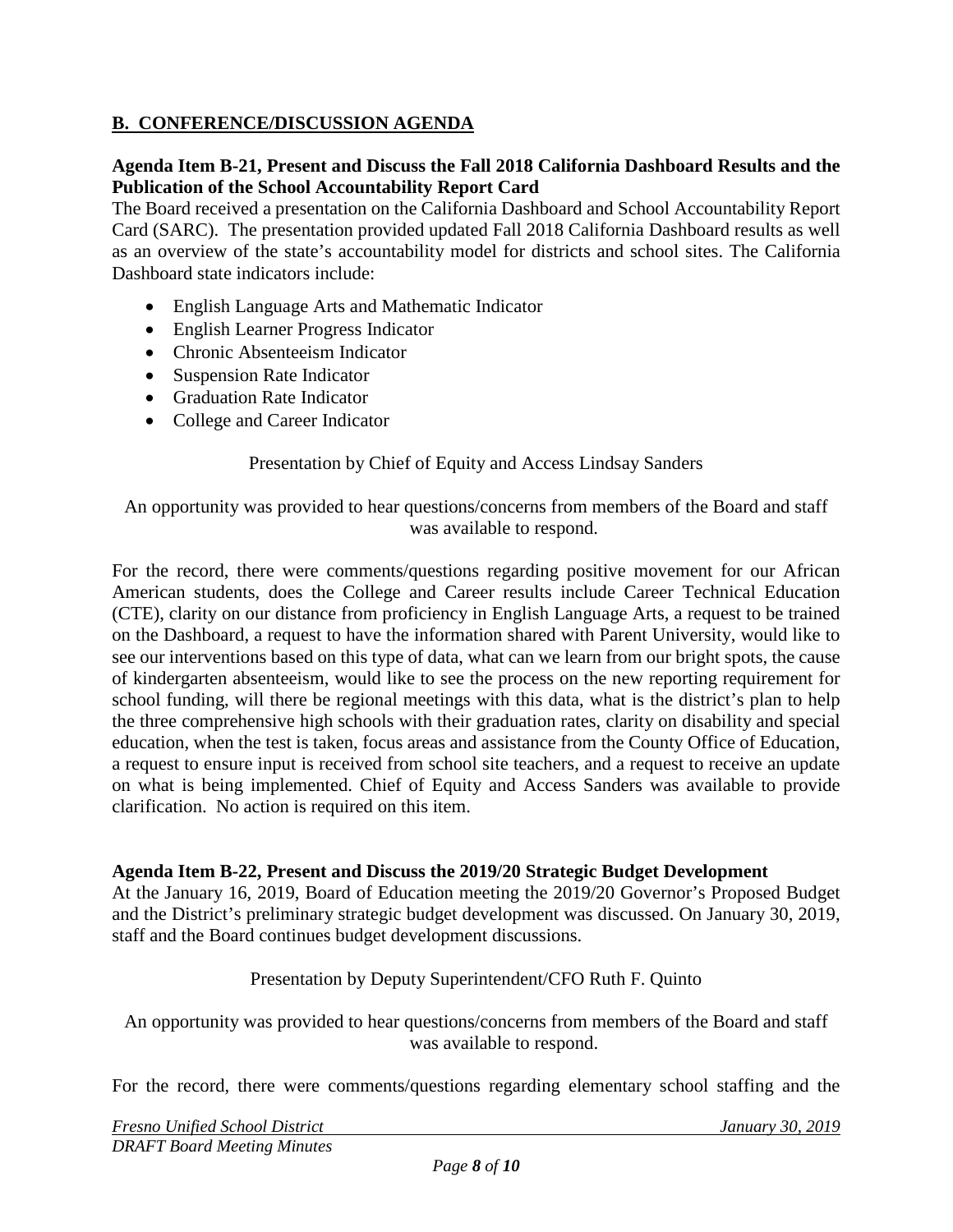## B. CONFERENCE/DISCUSSION AGENDA

**Agenda Item B-21, Present and Discuss the Fall 2018 California Dashboard Results and the Publication of the School Accountability Report Card**

The Board received a presentation on the California Dashboard and School Accountability Report Card (SARC). The presentation provided updated Fall 2018 California Dashboard results as well as an overview of the state's accountability model for districts and school sites. The California Dashboard state indicators include:

- English Language Arts and Mathematic Indicator
- English Learner Progress Indicator
- Chronic Absenteeism Indicator
- Suspension Rate Indicator
- Graduation Rate Indicator
- College and Career Indicator

Presentation by Chief of Equity and Access Lindsay Sanders

An opportunity was provided to hear questions/concerns from members of the Board and staff was available to respond.

For the record, there were comments/questions regarding positive movement for our African American students, does the College and Career results include Career Technical Education (CTE), clarity on our distance from proficiency in English Language Arts, a request to be trained on the Dashboard, a request to have the information shared with Parent University, would like to see our interventions based on this type of data, what can we learn from our bright spots, the cause of kindergarten absenteeism, would like to see the process on the new reporting requirement for school funding, will there be regional meetings with this data, what is the district's plan to help the three comprehensive high schools with their graduation rates, clarity on disability and special education, when the test is taken, focus areas and assistance from the County Office of Education, a request to ensure input is received from school site teachers, and a request to receive an update on what is being implemented. Chief of Equity and Access Sanders was available to provide clarification. No action is required on this item.

**Agenda Item B-22, Present and Discuss the 2019/20 Strategic Budget Development**

At the January 16, 2019, Board of Education meeting the 2019/20 Governor's Proposed Budget and the District's preliminary strategic budget development was discussed. On January 30, 2019, staff and the Board continues budget development discussions.

Presentation by Deputy Superintendent/CFO Ruth F. Quinto

An opportunity was provided to hear questions/concerns from members of the Board and staff was available to respond.

For the record, there were comments/questions regarding elementary school staffing and the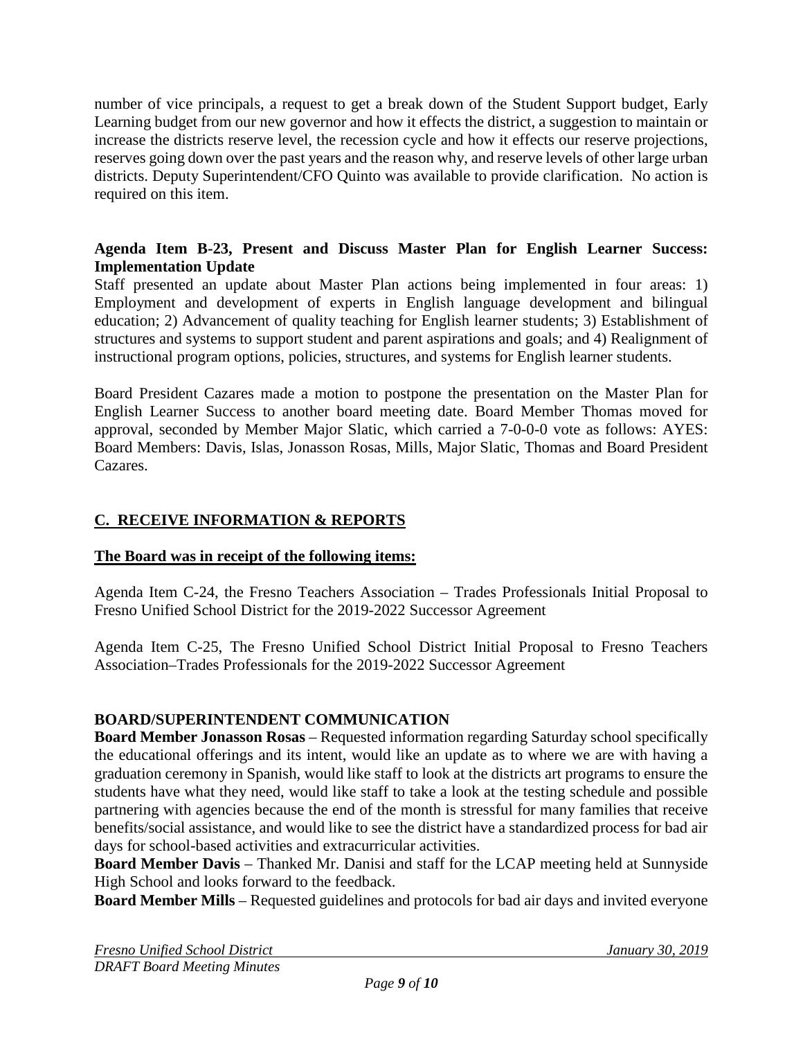number of vice principals, a request to get a break down of the Student Support budget, Early Learning budget from our new governor and how it effects the district, a suggestion to maintain or increase the districts reserve level, the recession cycle and how it effects our reserve projections, reserves going down over the past years and the reason why, and reserve levels of other large urban districts. Deputy Superintendent/CFO Quinto was available to provide clarification. No action is required on this item.

**Agenda Item B-23, Present and Discuss Master Plan for English Learner Success: Implementation Update**

Staff presented an update about Master Plan actions being implemented in four areas: 1) Employment and development of experts in English language development and bilingual education; 2) Advancement of quality teaching for English learner students; 3) Establishment of structures and systems to support student and parent aspirations and goals; and 4) Realignment of instructional program options, policies, structures, and systems for English learner students.

Board President Cazares made a motion to postpone the presentation on the Master Plan for English Learner Success to another board meeting date. Board Member Thomas moved for approval, seconded by Member Major Slatic, which carried a 7-0-0-0 vote as follows: AYES: Board Members: Davis, Islas, Jonasson Rosas, Mills, Major Slatic, Thomas and Board President Cazares.

## C. RECEIVE INFORMATION & REPORTS

**The Board was in receipt of the following items:**

Agenda Item C-24, the Fresno Teachers Association – Trades Professionals Initial Proposal to Fresno Unified School District for the 2019-2022 Successor Agreement

Agenda Item C-25, The Fresno Unified School District Initial Proposal to Fresno Teachers Association–Trades Professionals for the 2019-2022 Successor Agreement

**BOARD/SUPERINTENDENT COMMUNICATION**

**Board Member Jonasson Rosas** – Requested information regarding Saturday school specifically the educational offerings and its intent, would like an update as to where we are with having a graduation ceremony in Spanish, would like staff to look at the districts art programs to ensure the students have what they need, would like staff to take a look at the testing schedule and possible partnering with agencies because the end of the month is stressful for many families that receive benefits/social assistance, and would like to see the district have a standardized process for bad air days for school-based activities and extracurricular activities.

**Board Member Davis** – Thanked Mr. Danisi and staff for the LCAP meeting held at Sunnyside High School and looks forward to the feedback.

**Board Member Mills** – Requested guidelines and protocols for bad air days and invited everyone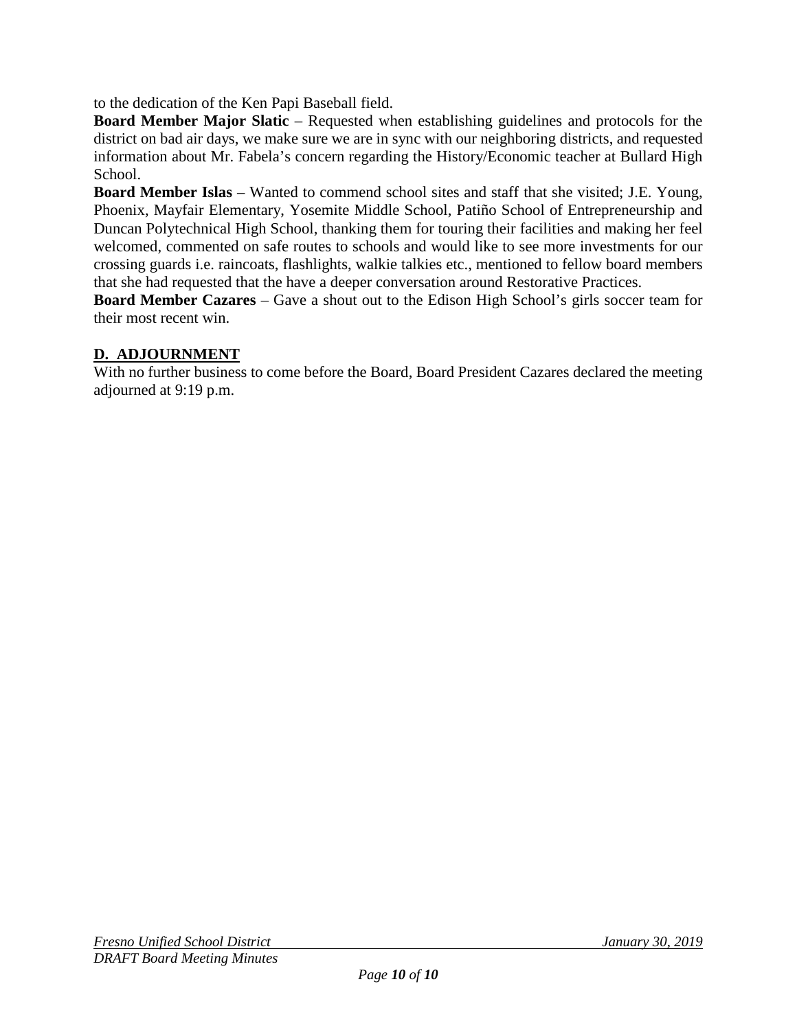to the dedication of the Ken Papi Baseball field.

**Board Member Major Slatic** – Requested when establishing guidelines and protocols for the district on bad air days, we make sure we are in sync with our neighboring districts, and requested information about Mr. Fabela's concern regarding the History/Economic teacher at Bullard High School.

**Board Member Islas** – Wanted to commend school sites and staff that she visited; J.E. Young, Phoenix, Mayfair Elementary, Yosemite Middle School, Patiño School of Entrepreneurship and Duncan Polytechnical High School, thanking them for touring their facilities and making her feel welcomed, commented on safe routes to schools and would like to see more investments for our crossing guards i.e. raincoats, flashlights, walkie talkies etc., mentioned to fellow board members that she had requested that the have a deeper conversation around Restorative Practices.

**Board Member Cazares** – Gave a shout out to the Edison High School's girls soccer team for their most recent win.

## D. ADJOURNMENT

With no further business to come before the Board, Board President Cazares declared the meeting adjourned at 9:19 p.m.